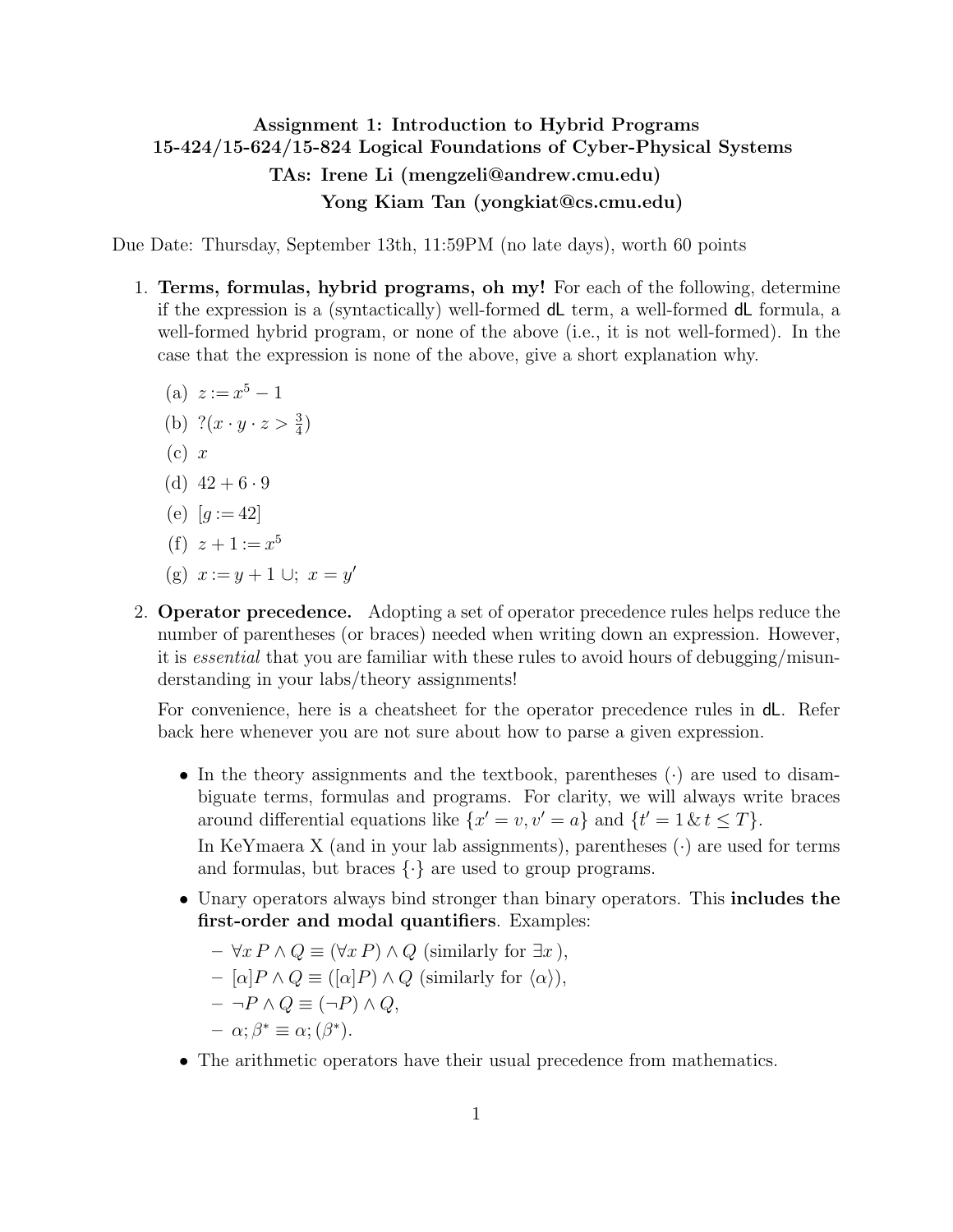**Assignment 1: Introduction to Hybrid Programs**
**15-424/15-624/15-824 Logical Foundations of Cyber-Physical Systems**
**TAs: Irene Li (mengzeli@andrew.cmu.edu)**
**Yong Kiam Tan (yongkiat@cs.cmu.edu)**

Due Date: Thursday, September 13th, 11:59PM (no late days), worth 60 points

1. **Terms, formulas, hybrid programs, oh my!** For each of the following, determine if the expression is a (syntactically) well-formed dL term, a well-formed dL formula, a well-formed hybrid program, or none of the above (i.e., it is not well-formed). In the case that the expression is none of the above, give a short explanation why.

   (a) $z := x^5 - 1$

   (b) $?(x \cdot y \cdot z > \frac{3}{4})$

   (c) $x$

   (d) $42 + 6 \cdot 9$

   (e) $[g := 42]$

   (f) $z + 1 := x^5$

   (g) $x := y + 1 \cup;\ x = y'$

2. **Operator precedence.** Adopting a set of operator precedence rules helps reduce the number of parentheses (or braces) needed when writing down an expression. However, it is *essential* that you are familiar with these rules to avoid hours of debugging/misunderstanding in your labs/theory assignments!

   For convenience, here is a cheatsheet for the operator precedence rules in dL. Refer back here whenever you are not sure about how to parse a given expression.

   - In the theory assignments and the textbook, parentheses $(\cdot)$ are used to disambiguate terms, formulas and programs. For clarity, we will always write braces around differential equations like $\{x' = v, v' = a\}$ and $\{t' = 1 \,\&\, t \leq T\}$.

     In KeYmaera X (and in your lab assignments), parentheses $(\cdot)$ are used for terms and formulas, but braces $\{\cdot\}$ are used to group programs.

   - Unary operators always bind stronger than binary operators. This **includes the first-order and modal quantifiers**. Examples:
     - $\forall x\, P \land Q \equiv (\forall x\, P) \land Q$ (similarly for $\exists x$ ),
     - $[\alpha]P \land Q \equiv ([\alpha]P) \land Q$ (similarly for $\langle \alpha \rangle$),
     - $\neg P \land Q \equiv (\neg P) \land Q$,
     - $\alpha; \beta^* \equiv \alpha; (\beta^*)$.

   - The arithmetic operators have their usual precedence from mathematics.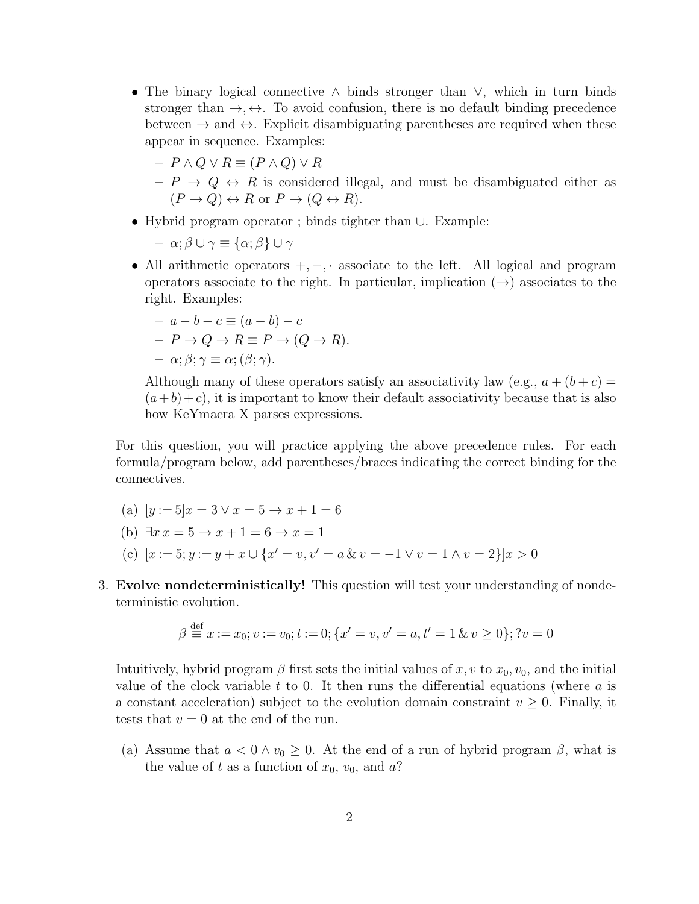- The binary logical connective $\wedge$ binds stronger than $\vee$, which in turn binds stronger than $\rightarrow, \leftrightarrow$. To avoid confusion, there is no default binding precedence between $\rightarrow$ and $\leftrightarrow$. Explicit disambiguating parentheses are required when these appear in sequence. Examples:
  - $P \wedge Q \vee R \equiv (P \wedge Q) \vee R$
  - $P \rightarrow Q \leftrightarrow R$ is considered illegal, and must be disambiguated either as $(P \rightarrow Q) \leftrightarrow R$ or $P \rightarrow (Q \leftrightarrow R)$.
- Hybrid program operator ; binds tighter than $\cup$. Example:
  - $\alpha; \beta \cup \gamma \equiv \{\alpha; \beta\} \cup \gamma$
- All arithmetic operators $+, -, \cdot$ associate to the left. All logical and program operators associate to the right. In particular, implication ($\rightarrow$) associates to the right. Examples:
  - $a - b - c \equiv (a - b) - c$
  - $P \rightarrow Q \rightarrow R \equiv P \rightarrow (Q \rightarrow R)$.
  - $\alpha; \beta; \gamma \equiv \alpha; (\beta; \gamma)$.

  Although many of these operators satisfy an associativity law (e.g., $a + (b + c) = (a + b) + c$), it is important to know their default associativity because that is also how KeYmaera X parses expressions.

For this question, you will practice applying the above precedence rules. For each formula/program below, add parentheses/braces indicating the correct binding for the connectives.

(a) $[y := 5]x = 3 \vee x = 5 \rightarrow x + 1 = 6$

(b) $\exists x\, x = 5 \rightarrow x + 1 = 6 \rightarrow x = 1$

(c) $[x := 5; y := y + x \cup \{x' = v, v' = a \,\&\, v = -1 \vee v = 1 \wedge v = 2\}]x > 0$

3. **Evolve nondeterministically!** This question will test your understanding of nondeterministic evolution.

$$\beta \stackrel{\text{def}}{\equiv} x := x_0; v := v_0; t := 0; \{x' = v, v' = a, t' = 1 \,\&\, v \geq 0\}; ?v = 0$$

Intuitively, hybrid program $\beta$ first sets the initial values of $x, v$ to $x_0, v_0$, and the initial value of the clock variable $t$ to 0. It then runs the differential equations (where $a$ is a constant acceleration) subject to the evolution domain constraint $v \geq 0$. Finally, it tests that $v = 0$ at the end of the run.

(a) Assume that $a < 0 \wedge v_0 \geq 0$. At the end of a run of hybrid program $\beta$, what is the value of $t$ as a function of $x_0$, $v_0$, and $a$?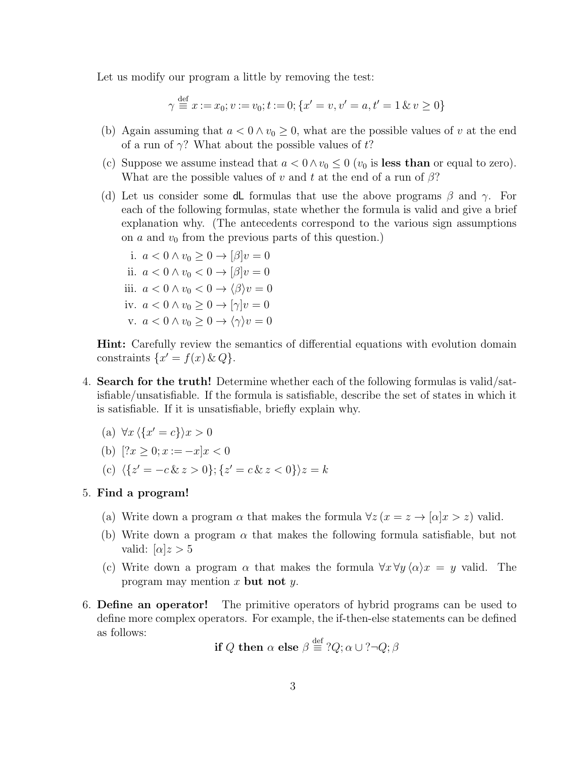Let us modify our program a little by removing the test:

$$\gamma \stackrel{\text{def}}{\equiv} x := x_0; v := v_0; t := 0; \{x' = v, v' = a, t' = 1 \,\&\, v \geq 0\}$$

(b) Again assuming that $a < 0 \wedge v_0 \geq 0$, what are the possible values of $v$ at the end of a run of $\gamma$? What about the possible values of $t$?

(c) Suppose we assume instead that $a < 0 \wedge v_0 \leq 0$ ($v_0$ is **less than** or equal to zero). What are the possible values of $v$ and $t$ at the end of a run of $\beta$?

(d) Let us consider some **dL** formulas that use the above programs $\beta$ and $\gamma$. For each of the following formulas, state whether the formula is valid and give a brief explanation why. (The antecedents correspond to the various sign assumptions on $a$ and $v_0$ from the previous parts of this question.)

   i. $a < 0 \wedge v_0 \geq 0 \rightarrow [\beta]v = 0$
   ii. $a < 0 \wedge v_0 < 0 \rightarrow [\beta]v = 0$
   iii. $a < 0 \wedge v_0 < 0 \rightarrow \langle\beta\rangle v = 0$
   iv. $a < 0 \wedge v_0 \geq 0 \rightarrow [\gamma]v = 0$
   v. $a < 0 \wedge v_0 \geq 0 \rightarrow \langle\gamma\rangle v = 0$

**Hint:** Carefully review the semantics of differential equations with evolution domain constraints $\{x' = f(x) \,\&\, Q\}$.

4. **Search for the truth!** Determine whether each of the following formulas is valid/satisfiable/unsatisfiable. If the formula is satisfiable, describe the set of states in which it is satisfiable. If it is unsatisfiable, briefly explain why.

   (a) $\forall x \, \langle\{x' = c\}\rangle x > 0$

   (b) $[?x \geq 0; x := -x]x < 0$

   (c) $\langle\{z' = -c \,\&\, z > 0\}; \{z' = c \,\&\, z < 0\}\rangle z = k$

5. **Find a program!**

   (a) Write down a program $\alpha$ that makes the formula $\forall z \, (x = z \rightarrow [\alpha]x > z)$ valid.

   (b) Write down a program $\alpha$ that makes the following formula satisfiable, but not valid: $[\alpha]z > 5$

   (c) Write down a program $\alpha$ that makes the formula $\forall x \, \forall y \, \langle\alpha\rangle x = y$ valid. The program may mention $x$ **but not** $y$.

6. **Define an operator!** The primitive operators of hybrid programs can be used to define more complex operators. For example, the if-then-else statements can be defined as follows:

$$\textbf{if } Q \textbf{ then } \alpha \textbf{ else } \beta \stackrel{\text{def}}{\equiv} ?Q; \alpha \cup ?\neg Q; \beta$$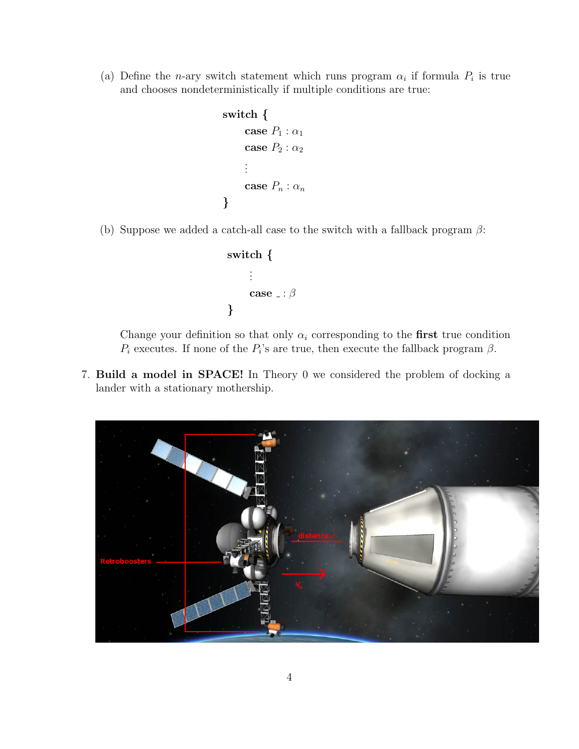(a) Define the $n$-ary switch statement which runs program $\alpha_i$ if formula $P_i$ is true and chooses nondeterministically if multiple conditions are true:

$$
\begin{aligned}
&\textbf{switch } \{ \\
&\quad \textbf{case } P_1 : \alpha_1 \\
&\quad \textbf{case } P_2 : \alpha_2 \\
&\quad \vdots \\
&\quad \textbf{case } P_n : \alpha_n \\
&\}
\end{aligned}
$$

(b) Suppose we added a catch-all case to the switch with a fallback program $\beta$:

$$
\begin{aligned}
&\textbf{switch } \{ \\
&\quad \vdots \\
&\quad \textbf{case } \_ : \beta \\
&\}
\end{aligned}
$$

Change your definition so that only $\alpha_i$ corresponding to the **first** true condition $P_i$ executes. If none of the $P_i$'s are true, then execute the fallback program $\beta$.

7. **Build a model in SPACE!** In Theory 0 we considered the problem of docking a lander with a stationary mothership.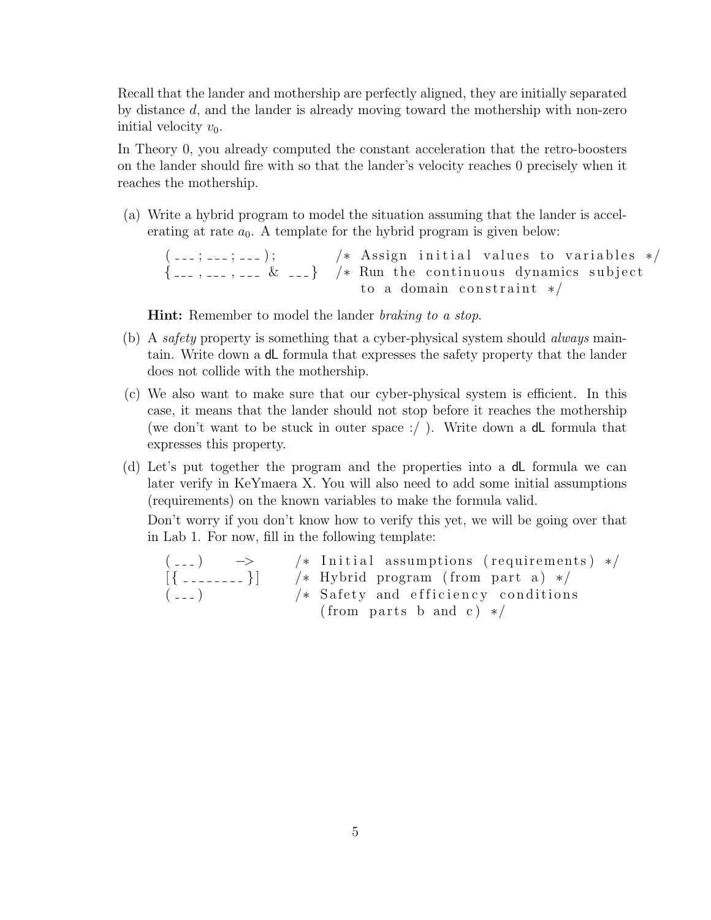Recall that the lander and mothership are perfectly aligned, they are initially separated by distance $d$, and the lander is already moving toward the mothership with non-zero initial velocity $v_0$.

In Theory 0, you already computed the constant acceleration that the retro-boosters on the lander should fire with so that the lander's velocity reaches 0 precisely when it reaches the mothership.

(a) Write a hybrid program to model the situation assuming that the lander is accelerating at rate $a_0$. A template for the hybrid program is given below:

```
( ___ ; ___ ; ___ );          /* Assign initial values to variables */
{ ___ , ___ , ___ & ___}      /* Run the continuous dynamics subject
                                 to a domain constraint */
```

**Hint:** Remember to model the lander *braking to a stop*.

(b) A *safety* property is something that a cyber-physical system should *always* maintain. Write down a dL formula that expresses the safety property that the lander does not collide with the mothership.

(c) We also want to make sure that our cyber-physical system is efficient. In this case, it means that the lander should not stop before it reaches the mothership (we don't want to be stuck in outer space :/ ). Write down a dL formula that expresses this property.

(d) Let's put together the program and the properties into a dL formula we can later verify in KeYmaera X. You will also need to add some initial assumptions (requirements) on the known variables to make the formula valid.

Don't worry if you don't know how to verify this yet, we will be going over that in Lab 1. For now, fill in the following template:

```
( ___ )      ->     /* Initial assumptions (requirements) */
[{ ________ }]      /* Hybrid program (from part a) */
( ___ )             /* Safety and efficiency conditions
                       (from parts b and c) */
```